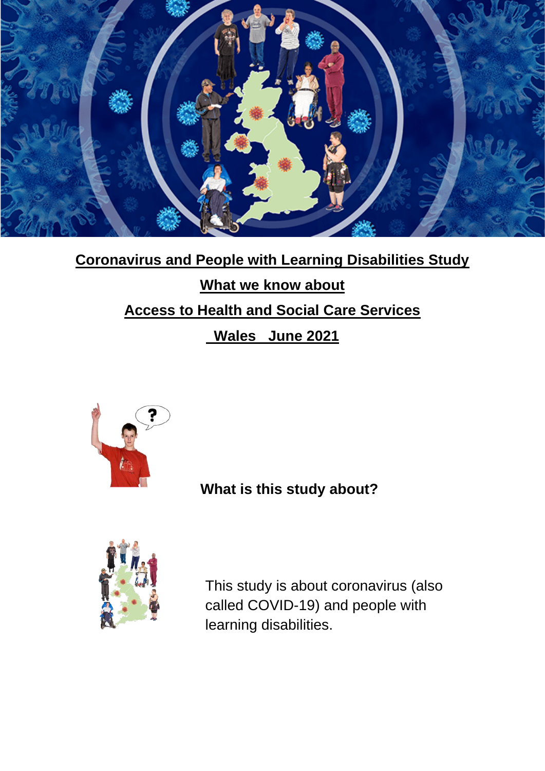# Coronavirus and People with Learning Disabilities Study

## What we know about

## Access to Health and Social Care Services

## Wales June 2021

**What is this study about?**

This study is about coronavirus (also called COVID-19) and people with learning disabilities.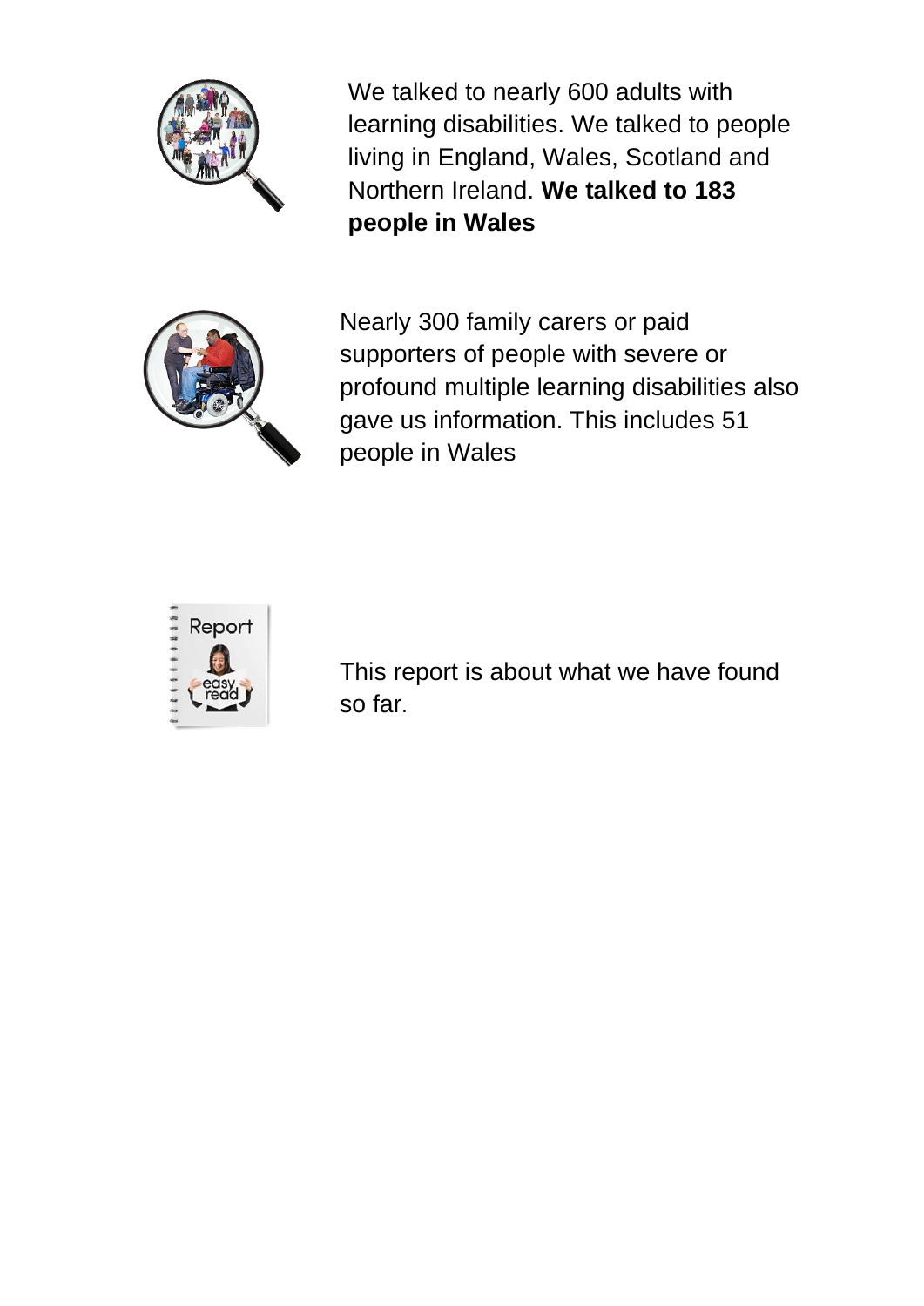We talked to nearly 600 adults with learning disabilities. We talked to people living in England, Wales, Scotland and Northern Ireland. **We talked to 183 people in Wales**

Nearly 300 family carers or paid supporters of people with severe or profound multiple learning disabilities also gave us information. This includes 51 people in Wales

This report is about what we have found so far.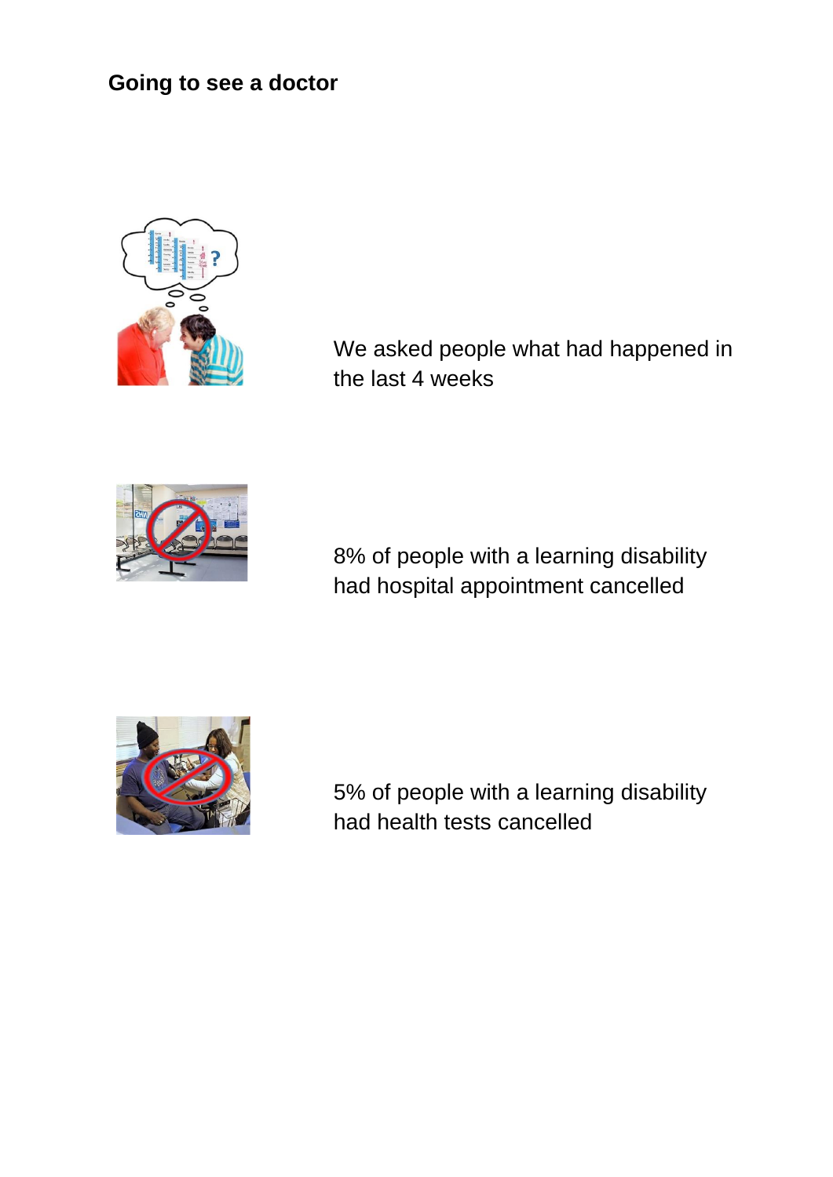## Going to see a doctor

We asked people what had happened in the last 4 weeks

8% of people with a learning disability had hospital appointment cancelled

5% of people with a learning disability had health tests cancelled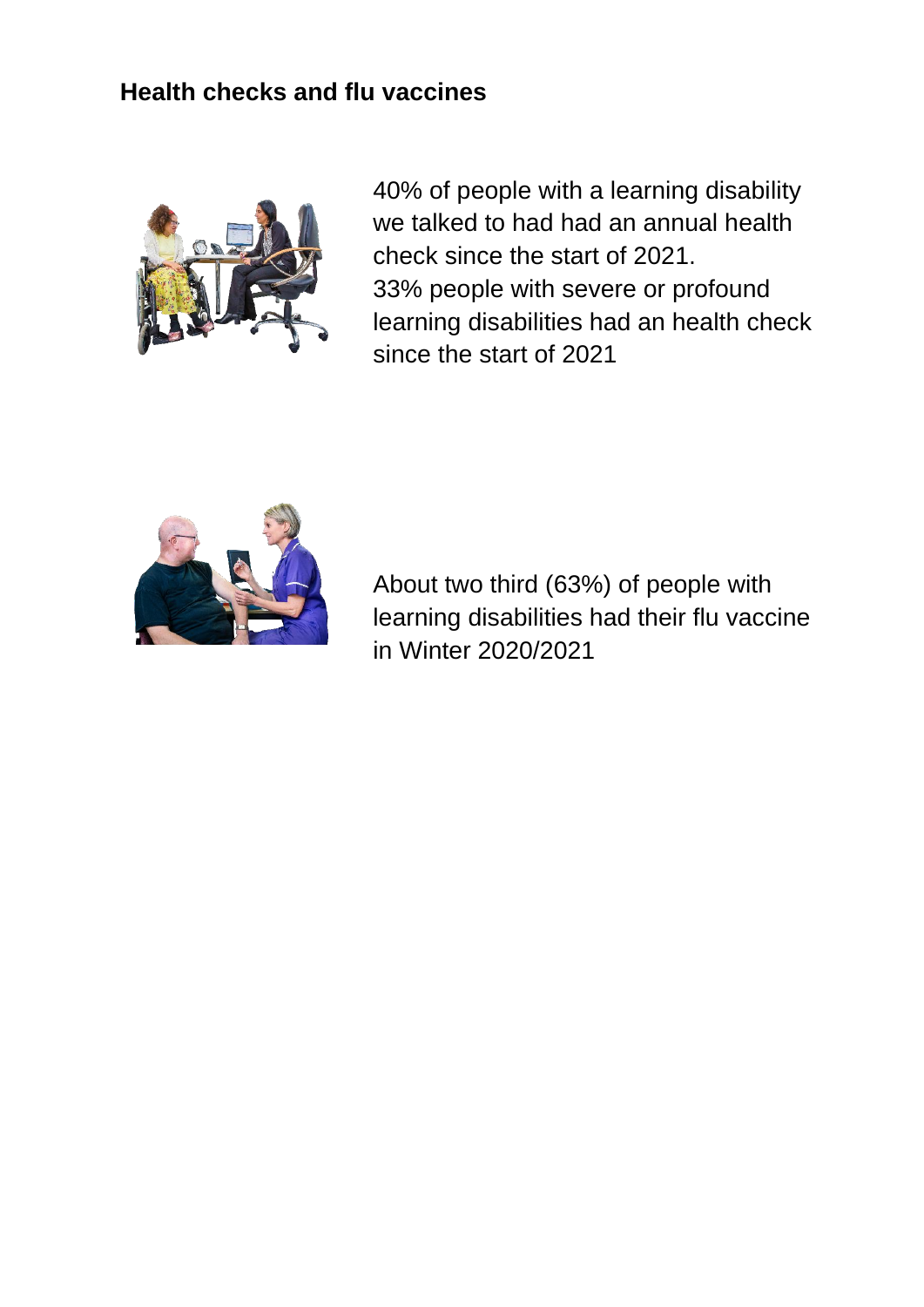## Health checks and flu vaccines

40% of people with a learning disability we talked to had had an annual health check since the start of 2021.
33% people with severe or profound learning disabilities had an health check since the start of 2021

About two third (63%) of people with learning disabilities had their flu vaccine in Winter 2020/2021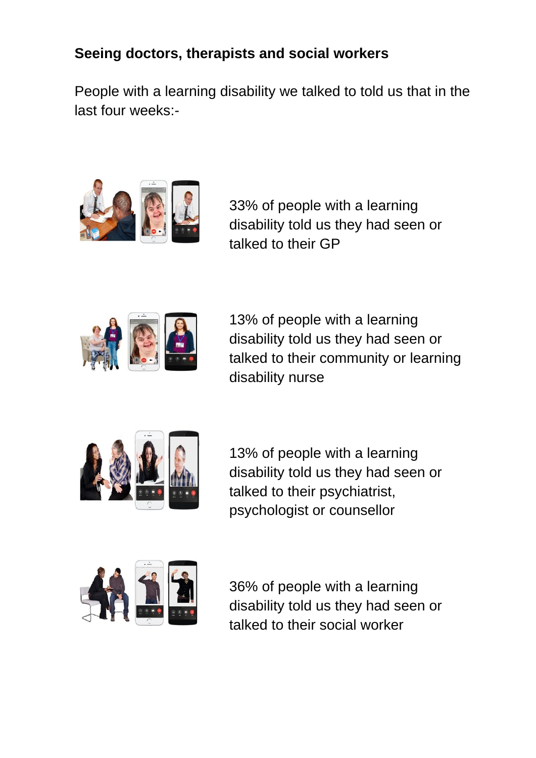## Seeing doctors, therapists and social workers

People with a learning disability we talked to told us that in the last four weeks:-

33% of people with a learning disability told us they had seen or talked to their GP

13% of people with a learning disability told us they had seen or talked to their community or learning disability nurse

13% of people with a learning disability told us they had seen or talked to their psychiatrist, psychologist or counsellor

36% of people with a learning disability told us they had seen or talked to their social worker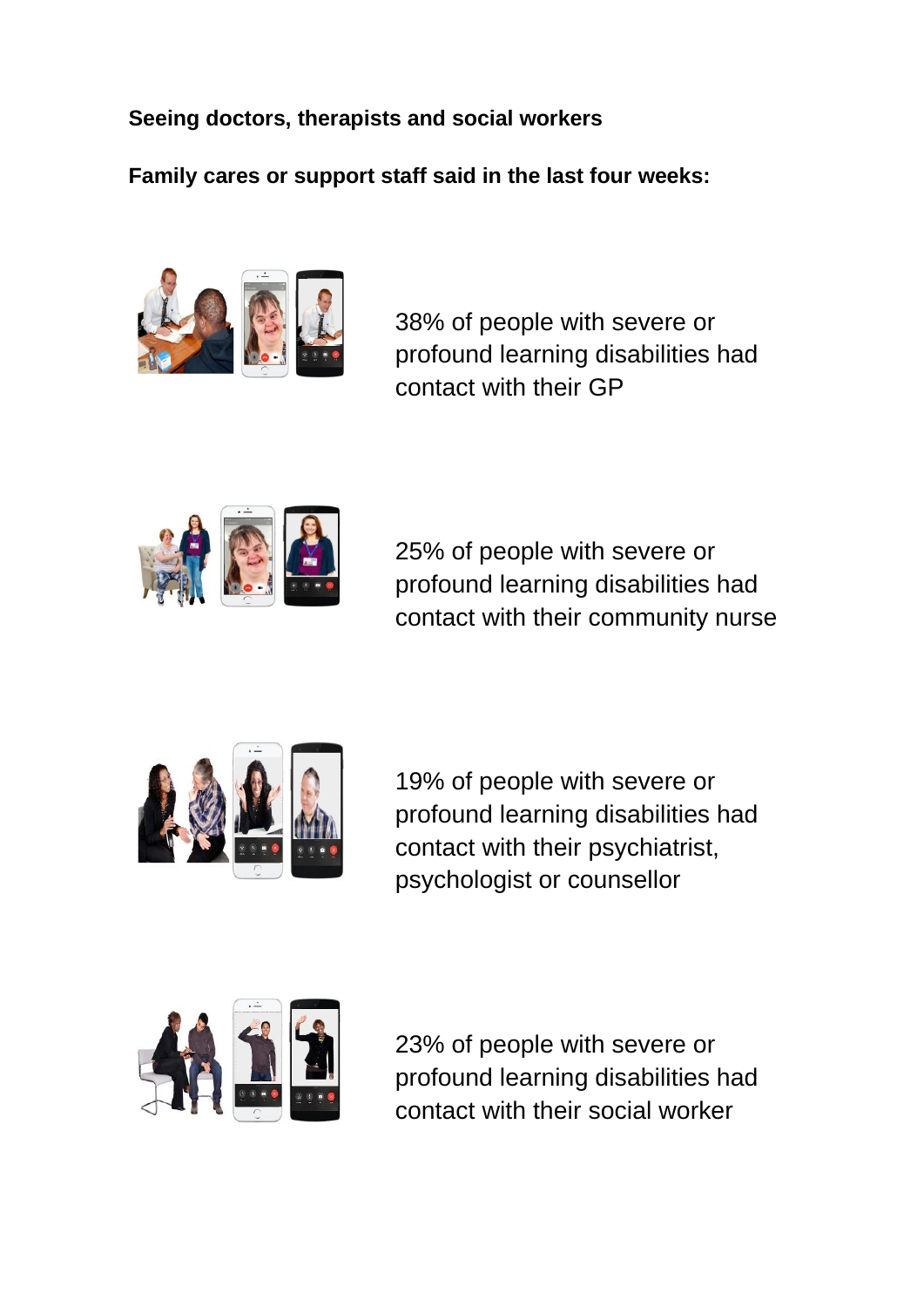**Seeing doctors, therapists and social workers**

**Family cares or support staff said in the last four weeks:**

38% of people with severe or profound learning disabilities had contact with their GP

25% of people with severe or profound learning disabilities had contact with their community nurse

19% of people with severe or profound learning disabilities had contact with their psychiatrist, psychologist or counsellor

23% of people with severe or profound learning disabilities had contact with their social worker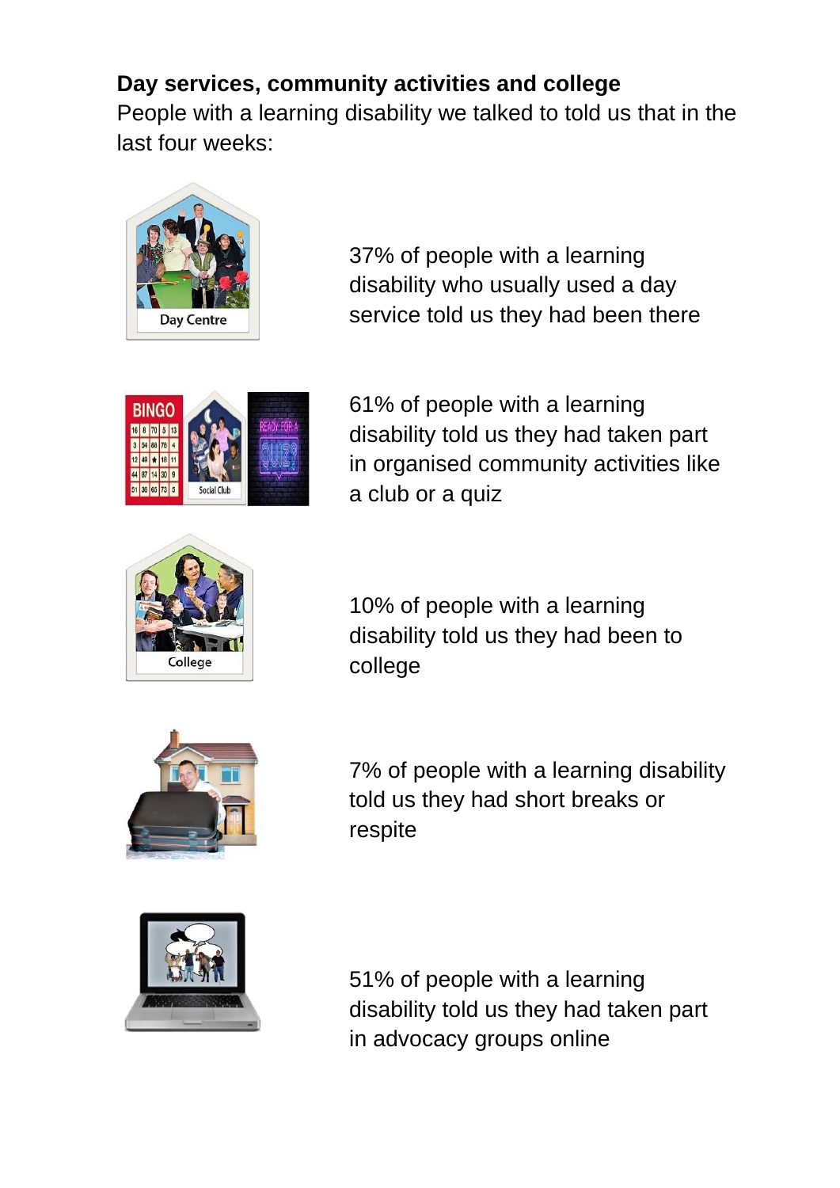**Day services, community activities and college**

People with a learning disability we talked to told us that in the last four weeks:

37% of people with a learning disability who usually used a day service told us they had been there

61% of people with a learning disability told us they had taken part in organised community activities like a club or a quiz

10% of people with a learning disability told us they had been to college

7% of people with a learning disability told us they had short breaks or respite

51% of people with a learning disability told us they had taken part in advocacy groups online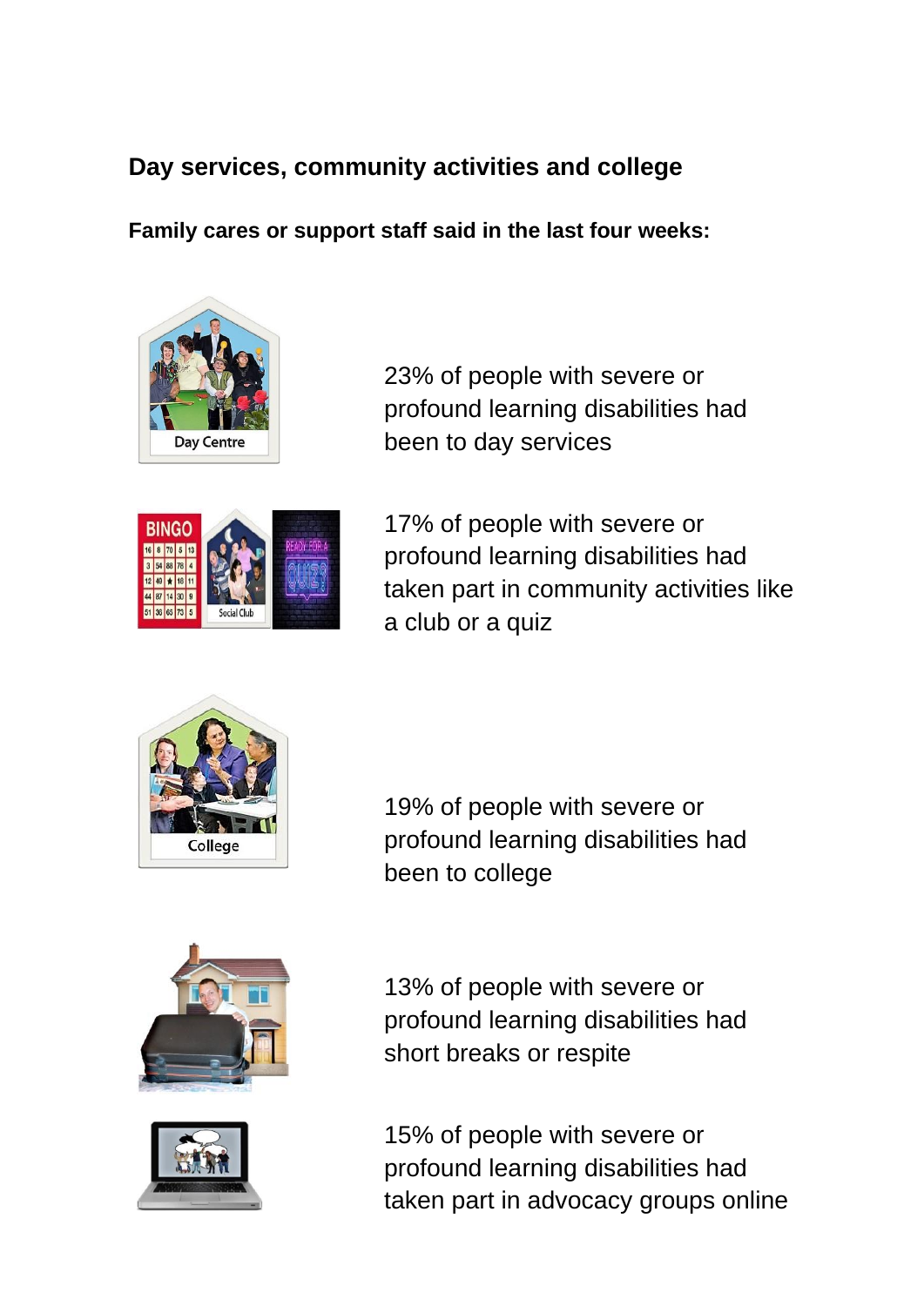## Day services, community activities and college

**Family cares or support staff said in the last four weeks:**

23% of people with severe or profound learning disabilities had been to day services

17% of people with severe or profound learning disabilities had taken part in community activities like a club or a quiz

19% of people with severe or profound learning disabilities had been to college

13% of people with severe or profound learning disabilities had short breaks or respite

15% of people with severe or profound learning disabilities had taken part in advocacy groups online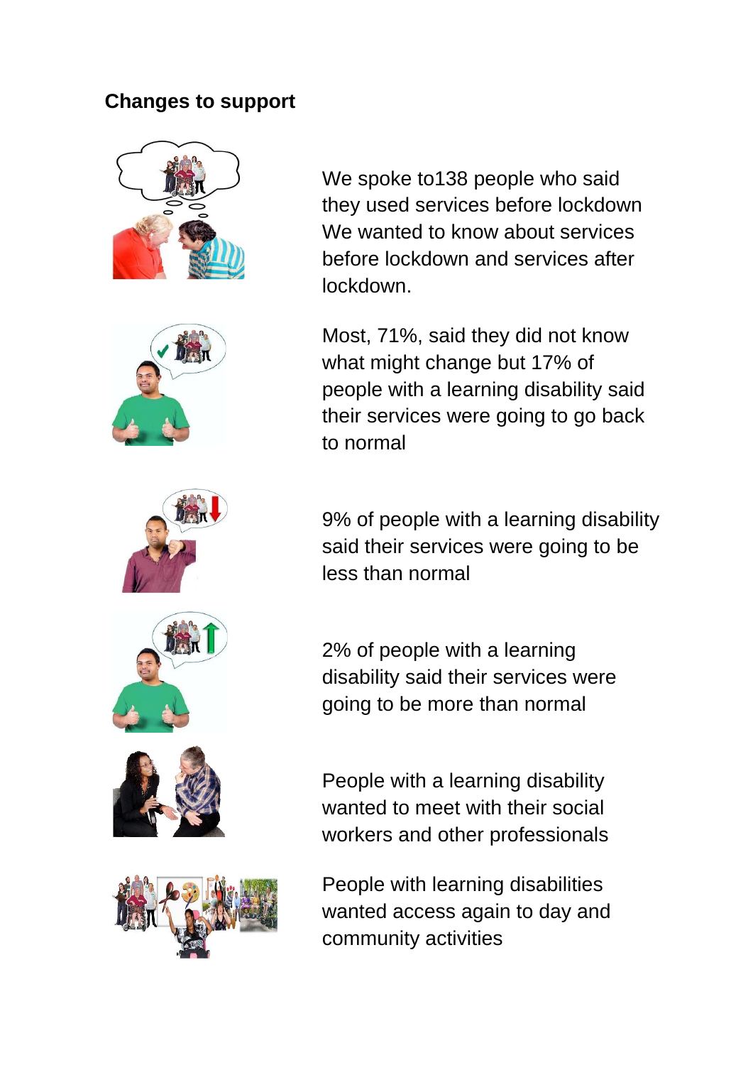## Changes to support

We spoke to138 people who said they used services before lockdown We wanted to know about services before lockdown and services after lockdown.

Most, 71%, said they did not know what might change but 17% of people with a learning disability said their services were going to go back to normal

9% of people with a learning disability said their services were going to be less than normal

2% of people with a learning disability said their services were going to be more than normal

People with a learning disability wanted to meet with their social workers and other professionals

People with learning disabilities wanted access again to day and community activities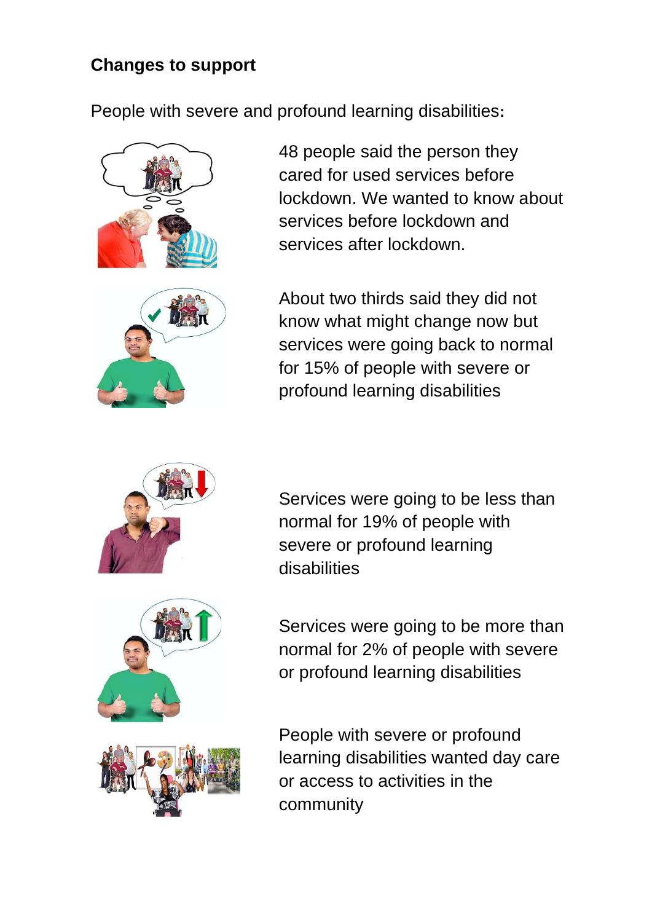## Changes to support

People with severe and profound learning disabilities:

48 people said the person they cared for used services before lockdown. We wanted to know about services before lockdown and services after lockdown.

About two thirds said they did not know what might change now but services were going back to normal for 15% of people with severe or profound learning disabilities

Services were going to be less than normal for 19% of people with severe or profound learning disabilities

Services were going to be more than normal for 2% of people with severe or profound learning disabilities

People with severe or profound learning disabilities wanted day care or access to activities in the community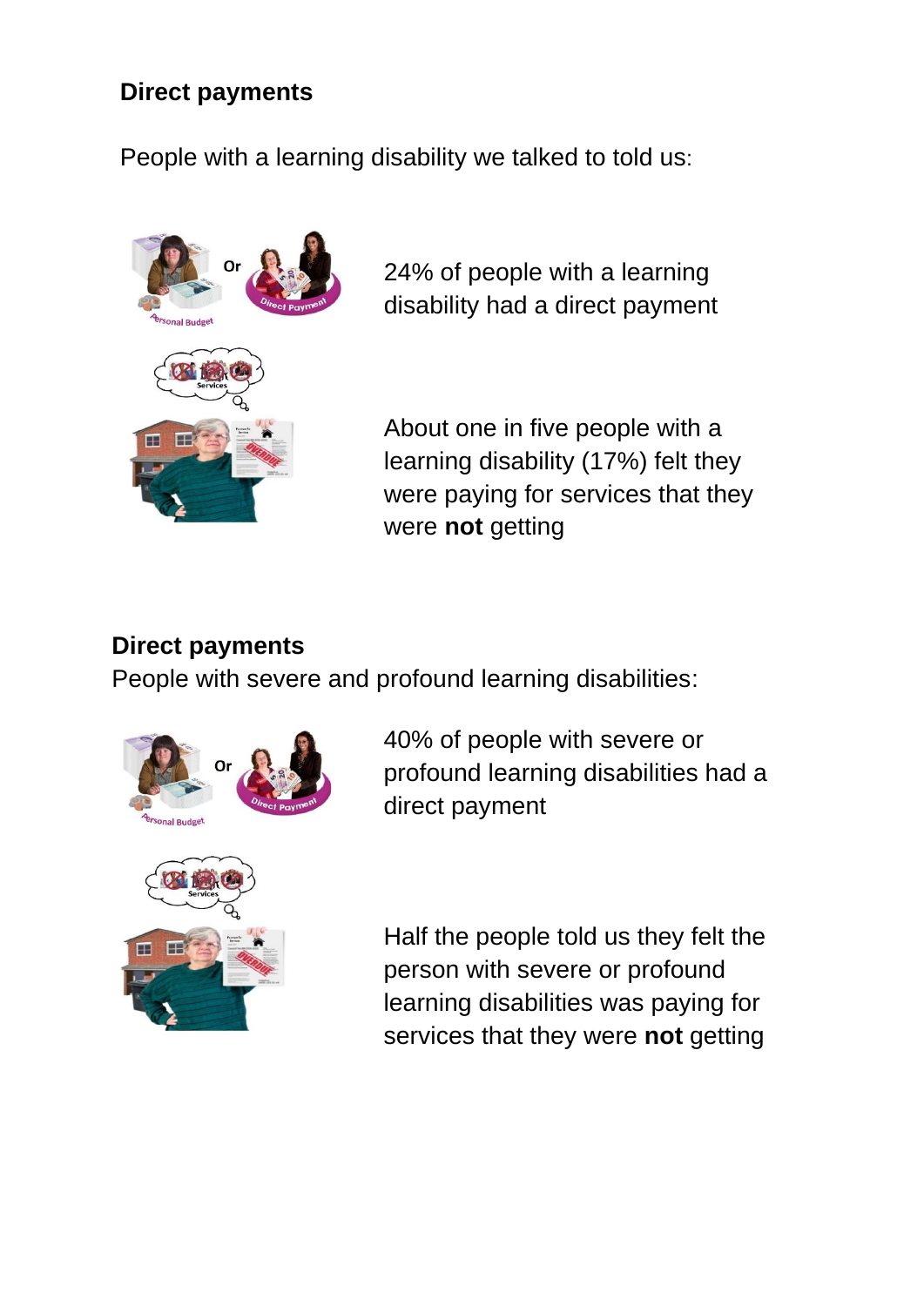## Direct payments

People with a learning disability we talked to told us:

24% of people with a learning disability had a direct payment

About one in five people with a learning disability (17%) felt they were paying for services that they were **not** getting

## Direct payments

People with severe and profound learning disabilities:

40% of people with severe or profound learning disabilities had a direct payment

Half the people told us they felt the person with severe or profound learning disabilities was paying for services that they were **not** getting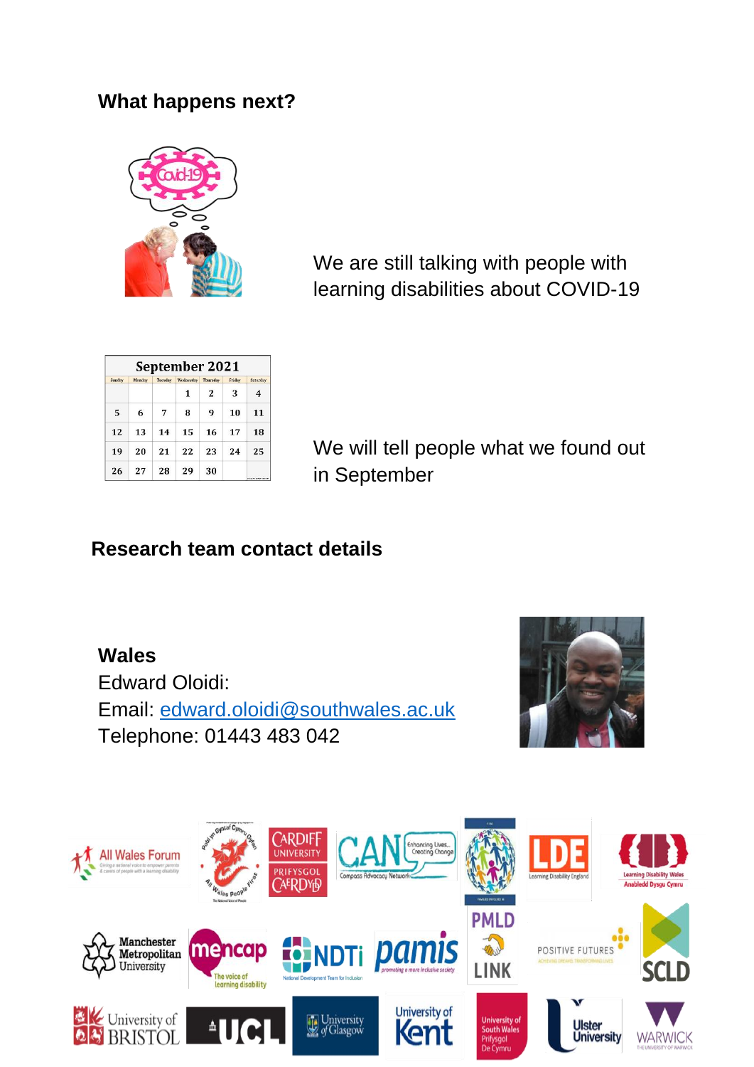## What happens next?

We are still talking with people with learning disabilities about COVID-19

We will tell people what we found out in September

## Research team contact details

**Wales**
Edward Oloidi:
Email: [edward.oloidi@southwales.ac.uk](mailto:edward.oloidi@southwales.ac.uk)
Telephone: 01443 483 042